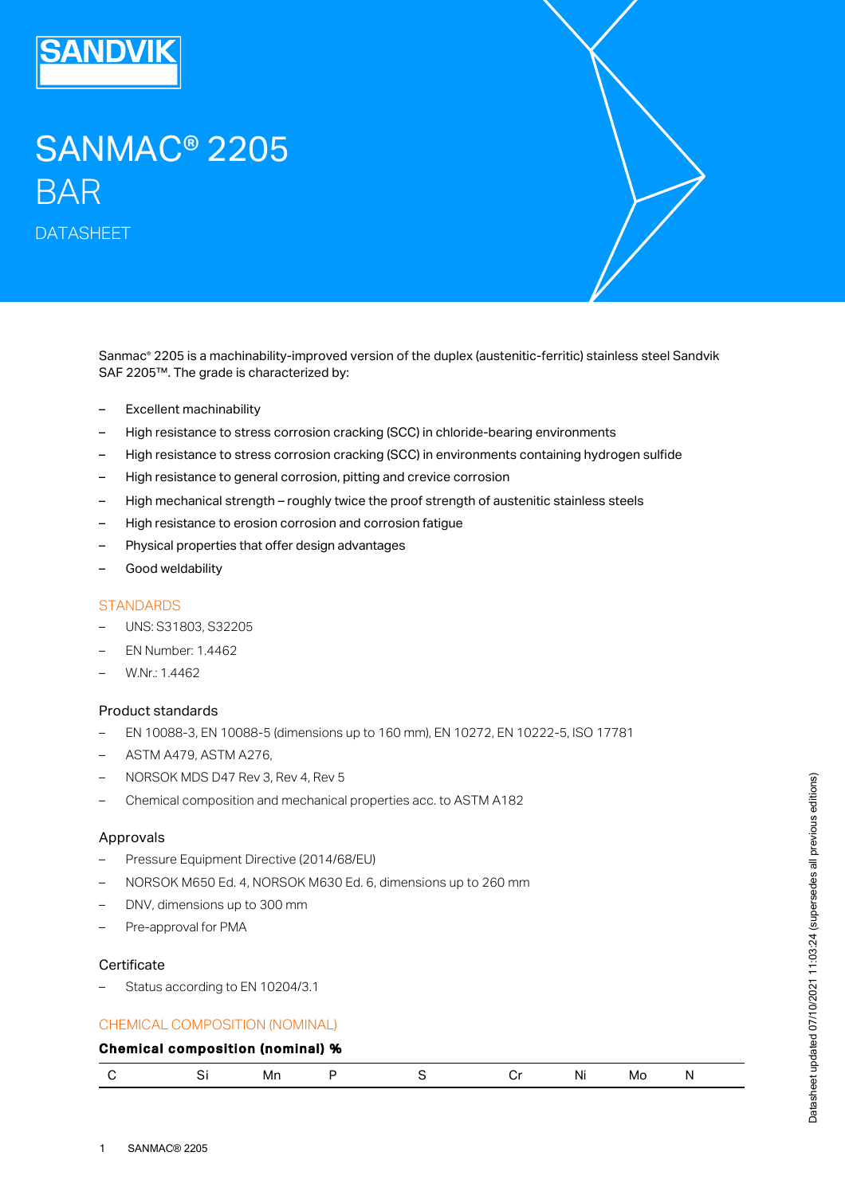# SANMAC® 2205

# BAR

DATASHEET

Sanmac® 2205 is a machinability-improved version of the duplex (austenitic-ferritic) stainless steel Sandvik SAF 2205™. The grade is characterized by:

- Excellent machinability
- High resistance to stress corrosion cracking (SCC) in chloride-bearing environments
- High resistance to stress corrosion cracking (SCC) in environments containing hydrogen sulfide
- High resistance to general corrosion, pitting and crevice corrosion
- High mechanical strength – roughly twice the proof strength of austenitic stainless steels
- High resistance to erosion corrosion and corrosion fatigue
- Physical properties that offer design advantages
- Good weldability

## STANDARDS

- UNS: S31803, S32205
- EN Number: 1.4462
- W.Nr.: 1.4462

### Product standards

- EN 10088-3, EN 10088-5 (dimensions up to 160 mm), EN 10272, EN 10222-5, ISO 17781
- ASTM A479, ASTM A276,
- NORSOK MDS D47 Rev 3, Rev 4, Rev 5
- Chemical composition and mechanical properties acc. to ASTM A182

### Approvals

- Pressure Equipment Directive (2014/68/EU)
- NORSOK M650 Ed. 4, NORSOK M630 Ed. 6, dimensions up to 260 mm
- DNV, dimensions up to 300 mm
- Pre-approval for PMA

### Certificate

- Status according to EN 10204/3.1

## CHEMICAL COMPOSITION (NOMINAL)

**Chemical composition (nominal) %**

| C | Si | Mn | P | S | Cr | Ni | Mo | N |
|---|---|---|---|---|---|---|---|---|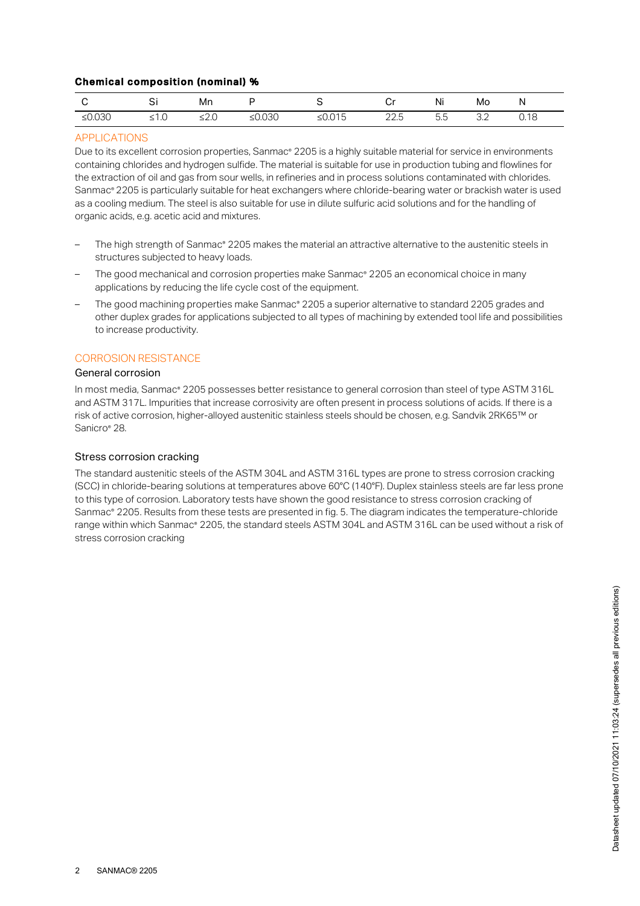**Chemical composition (nominal) %**

| C | Si | Mn | P | S | Cr | Ni | Mo | N |
|---|---|---|---|---|---|---|---|---|
| ≤0.030 | ≤1.0 | ≤2.0 | ≤0.030 | ≤0.015 | 22.5 | 5.5 | 3.2 | 0.18 |

## APPLICATIONS

Due to its excellent corrosion properties, Sanmac® 2205 is a highly suitable material for service in environments containing chlorides and hydrogen sulfide. The material is suitable for use in production tubing and flowlines for the extraction of oil and gas from sour wells, in refineries and in process solutions contaminated with chlorides. Sanmac® 2205 is particularly suitable for heat exchangers where chloride-bearing water or brackish water is used as a cooling medium. The steel is also suitable for use in dilute sulfuric acid solutions and for the handling of organic acids, e.g. acetic acid and mixtures.

- The high strength of Sanmac® 2205 makes the material an attractive alternative to the austenitic steels in structures subjected to heavy loads.
- The good mechanical and corrosion properties make Sanmac® 2205 an economical choice in many applications by reducing the life cycle cost of the equipment.
- The good machining properties make Sanmac® 2205 a superior alternative to standard 2205 grades and other duplex grades for applications subjected to all types of machining by extended tool life and possibilities to increase productivity.

## CORROSION RESISTANCE

### General corrosion

In most media, Sanmac® 2205 possesses better resistance to general corrosion than steel of type ASTM 316L and ASTM 317L. Impurities that increase corrosivity are often present in process solutions of acids. If there is a risk of active corrosion, higher-alloyed austenitic stainless steels should be chosen, e.g. Sandvik 2RK65™ or Sanicro® 28.

### Stress corrosion cracking

The standard austenitic steels of the ASTM 304L and ASTM 316L types are prone to stress corrosion cracking (SCC) in chloride-bearing solutions at temperatures above 60°C (140°F). Duplex stainless steels are far less prone to this type of corrosion. Laboratory tests have shown the good resistance to stress corrosion cracking of Sanmac® 2205. Results from these tests are presented in fig. 5. The diagram indicates the temperature-chloride range within which Sanmac® 2205, the standard steels ASTM 304L and ASTM 316L can be used without a risk of stress corrosion cracking

Datasheet updated 07/10/2021 11:03:24 (supersedes all previous editions)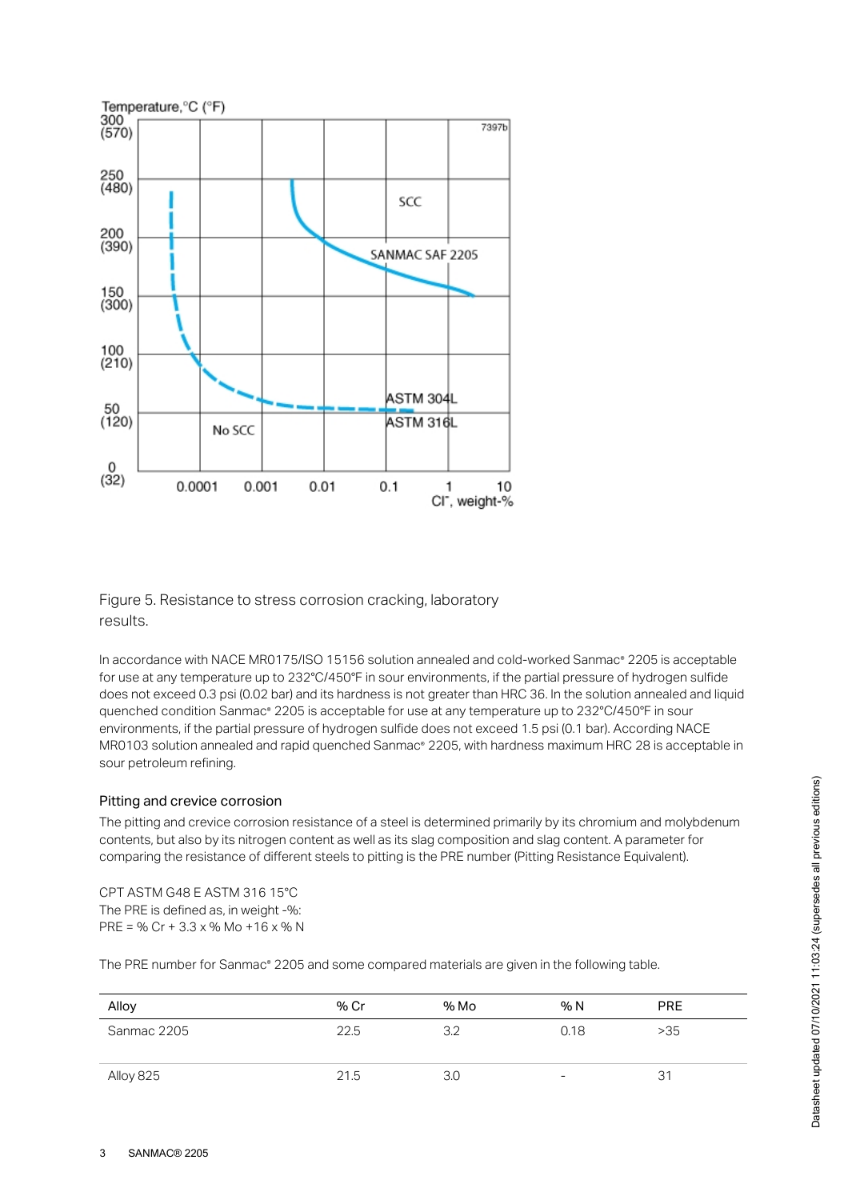Figure 5. Resistance to stress corrosion cracking, laboratory results.

In accordance with NACE MR0175/ISO 15156 solution annealed and cold-worked Sanmac® 2205 is acceptable for use at any temperature up to 232°C/450°F in sour environments, if the partial pressure of hydrogen sulfide does not exceed 0.3 psi (0.02 bar) and its hardness is not greater than HRC 36. In the solution annealed and liquid quenched condition Sanmac® 2205 is acceptable for use at any temperature up to 232°C/450°F in sour environments, if the partial pressure of hydrogen sulfide does not exceed 1.5 psi (0.1 bar). According NACE MR0103 solution annealed and rapid quenched Sanmac® 2205, with hardness maximum HRC 28 is acceptable in sour petroleum refining.

### Pitting and crevice corrosion

The pitting and crevice corrosion resistance of a steel is determined primarily by its chromium and molybdenum contents, but also by its nitrogen content as well as its slag composition and slag content. A parameter for comparing the resistance of different steels to pitting is the PRE number (Pitting Resistance Equivalent).

CPT ASTM G48 E ASTM 316 15°C
The PRE is defined as, in weight -%:
PRE = % Cr + 3.3 x % Mo +16 x % N

The PRE number for Sanmac® 2205 and some compared materials are given in the following table.

| Alloy | % Cr | % Mo | % N | PRE |
|---|---|---|---|---|
| Sanmac 2205 | 22.5 | 3.2 | 0.18 | >35 |
| Alloy 825 | 21.5 | 3.0 | - | 31 |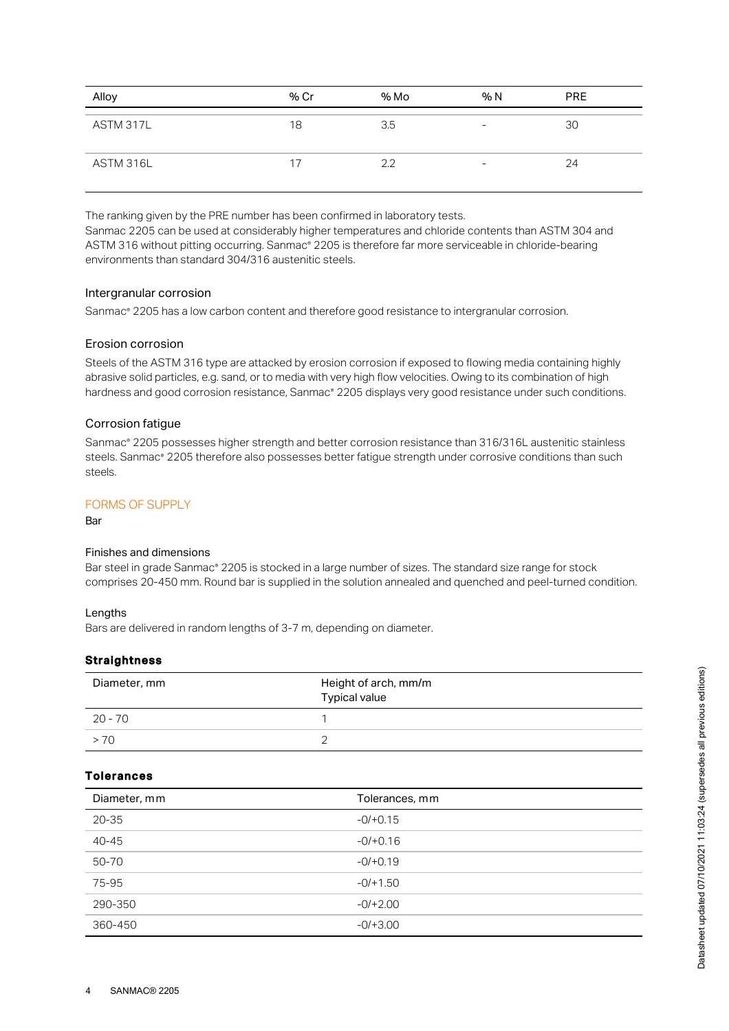| Alloy | % Cr | % Mo | % N | PRE |
|---|---|---|---|---|
| ASTM 317L | 18 | 3.5 | - | 30 |
| ASTM 316L | 17 | 2.2 | - | 24 |

The ranking given by the PRE number has been confirmed in laboratory tests.
Sanmac 2205 can be used at considerably higher temperatures and chloride contents than ASTM 304 and ASTM 316 without pitting occurring. Sanmac® 2205 is therefore far more serviceable in chloride-bearing environments than standard 304/316 austenitic steels.

### Intergranular corrosion

Sanmac® 2205 has a low carbon content and therefore good resistance to intergranular corrosion.

### Erosion corrosion

Steels of the ASTM 316 type are attacked by erosion corrosion if exposed to flowing media containing highly abrasive solid particles, e.g. sand, or to media with very high flow velocities. Owing to its combination of high hardness and good corrosion resistance, Sanmac® 2205 displays very good resistance under such conditions.

### Corrosion fatigue

Sanmac® 2205 possesses higher strength and better corrosion resistance than 316/316L austenitic stainless steels. Sanmac® 2205 therefore also possesses better fatigue strength under corrosive conditions than such steels.

## FORMS OF SUPPLY

Bar

### Finishes and dimensions

Bar steel in grade Sanmac® 2205 is stocked in a large number of sizes. The standard size range for stock comprises 20-450 mm. Round bar is supplied in the solution annealed and quenched and peel-turned condition.

### Lengths

Bars are delivered in random lengths of 3-7 m, depending on diameter.

**Straightness**

| Diameter, mm | Height of arch, mm/m Typical value |
|---|---|
| 20 - 70 | 1 |
| > 70 | 2 |

**Tolerances**

| Diameter, mm | Tolerances, mm |
|---|---|
| 20-35 | -0/+0.15 |
| 40-45 | -0/+0.16 |
| 50-70 | -0/+0.19 |
| 75-95 | -0/+1.50 |
| 290-350 | -0/+2.00 |
| 360-450 | -0/+3.00 |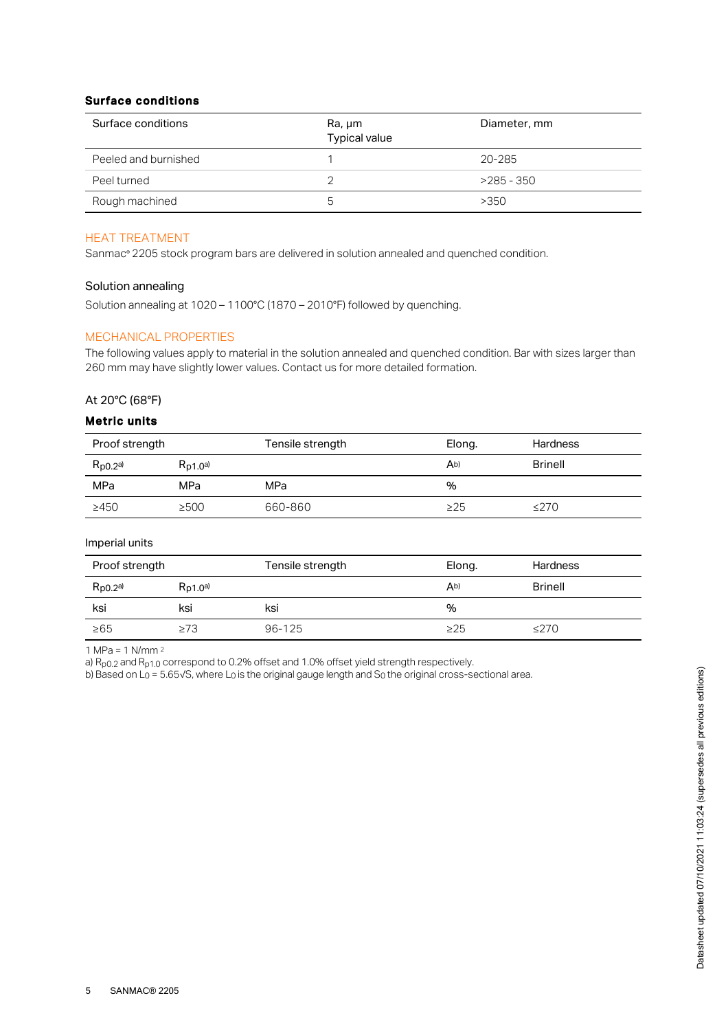#### Surface conditions

| Surface conditions | Ra, µm Typical value | Diameter, mm |
|---|---|---|
| Peeled and burnished | 1 | 20-285 |
| Peel turned | 2 | >285 - 350 |
| Rough machined | 5 | >350 |

## HEAT TREATMENT

Sanmac® 2205 stock program bars are delivered in solution annealed and quenched condition.

### Solution annealing

Solution annealing at 1020 – 1100°C (1870 – 2010°F) followed by quenching.

## MECHANICAL PROPERTIES

The following values apply to material in the solution annealed and quenched condition. Bar with sizes larger than 260 mm may have slightly lower values. Contact us for more detailed formation.

### At 20°C (68°F)

#### Metric units

| Proof strength | | Tensile strength | Elong. | Hardness |
|---|---|---|---|---|
| $R_{p0.2}$ [a)] | $R_{p1.0}$ [a)] | | A [b)] | Brinell |
| MPa | MPa | MPa | % | |
| ≥450 | ≥500 | 660-860 | ≥25 | ≤270 |

Imperial units

| Proof strength | | Tensile strength | Elong. | Hardness |
|---|---|---|---|---|
| $R_{p0.2}$ [a)] | $R_{p1.0}$ [a)] | | A [b)] | Brinell |
| ksi | ksi | ksi | % | |
| ≥65 | ≥73 | 96-125 | ≥25 | ≤270 |

1 MPa = 1 N/mm$^2$

a) $R_{p0.2}$ and $R_{p1.0}$ correspond to 0.2% offset and 1.0% offset yield strength respectively.

b) Based on $L_0 = 5.65\sqrt{S}$, where $L_0$ is the original gauge length and $S_0$ the original cross-sectional area.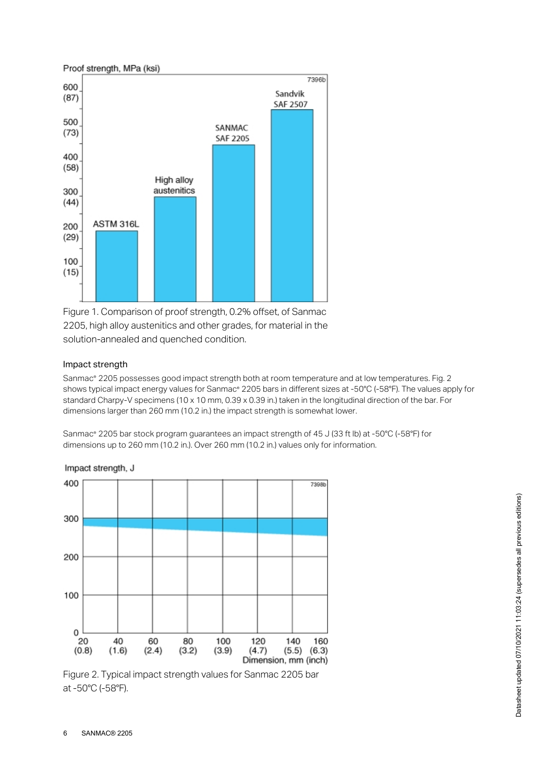Figure 1. Comparison of proof strength, 0.2% offset, of Sanmac 2205, high alloy austenitics and other grades, for material in the solution-annealed and quenched condition.

### Impact strength

Sanmac® 2205 possesses good impact strength both at room temperature and at low temperatures. Fig. 2 shows typical impact energy values for Sanmac® 2205 bars in different sizes at -50°C (-58°F). The values apply for standard Charpy-V specimens (10 x 10 mm, 0.39 x 0.39 in.) taken in the longitudinal direction of the bar. For dimensions larger than 260 mm (10.2 in.) the impact strength is somewhat lower.

Sanmac® 2205 bar stock program guarantees an impact strength of 45 J (33 ft lb) at -50°C (-58°F) for dimensions up to 260 mm (10.2 in.). Over 260 mm (10.2 in.) values only for information.

Figure 2. Typical impact strength values for Sanmac 2205 bar at -50°C (-58°F).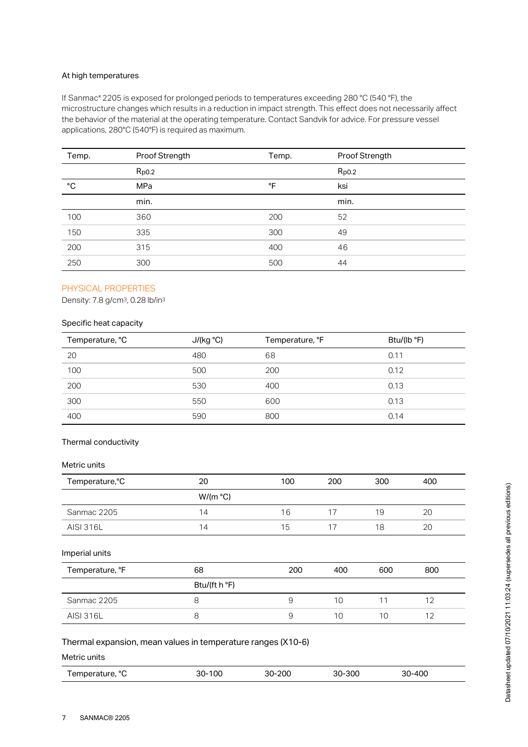### At high temperatures

If Sanmac® 2205 is exposed for prolonged periods to temperatures exceeding 280 °C (540 °F), the microstructure changes which results in a reduction in impact strength. This effect does not necessarily affect the behavior of the material at the operating temperature. Contact Sandvik for advice. For pressure vessel applications, 280°C (540°F) is required as maximum.

| Temp. | Proof Strength | Temp. | Proof Strength |
|---|---|---|---|
| | $R_{p0.2}$ | | $R_{p0.2}$ |
| °C | MPa | °F | ksi |
| | min. | | min. |
| 100 | 360 | 200 | 52 |
| 150 | 335 | 300 | 49 |
| 200 | 315 | 400 | 46 |
| 250 | 300 | 500 | 44 |

## PHYSICAL PROPERTIES

Density: 7.8 g/cm$^3$, 0.28 lb/in$^3$

### Specific heat capacity

| Temperature, °C | J/(kg °C) | Temperature, °F | Btu/(lb °F) |
|---|---|---|---|
| 20 | 480 | 68 | 0.11 |
| 100 | 500 | 200 | 0.12 |
| 200 | 530 | 400 | 0.13 |
| 300 | 550 | 600 | 0.13 |
| 400 | 590 | 800 | 0.14 |

### Thermal conductivity

Metric units

| Temperature,°C | 20 | 100 | 200 | 300 | 400 |
|---|---|---|---|---|---|
| | W/(m °C) | | | | |
| Sanmac 2205 | 14 | 16 | 17 | 19 | 20 |
| AISI 316L | 14 | 15 | 17 | 18 | 20 |

Imperial units

| Temperature, °F | 68 | 200 | 400 | 600 | 800 |
|---|---|---|---|---|---|
| | Btu/(ft h °F) | | | | |
| Sanmac 2205 | 8 | 9 | 10 | 11 | 12 |
| AISI 316L | 8 | 9 | 10 | 10 | 12 |

### Thermal expansion, mean values in temperature ranges (X10-6)

Metric units

| Temperature, °C | 30-100 | 30-200 | 30-300 | 30-400 |
|---|---|---|---|---|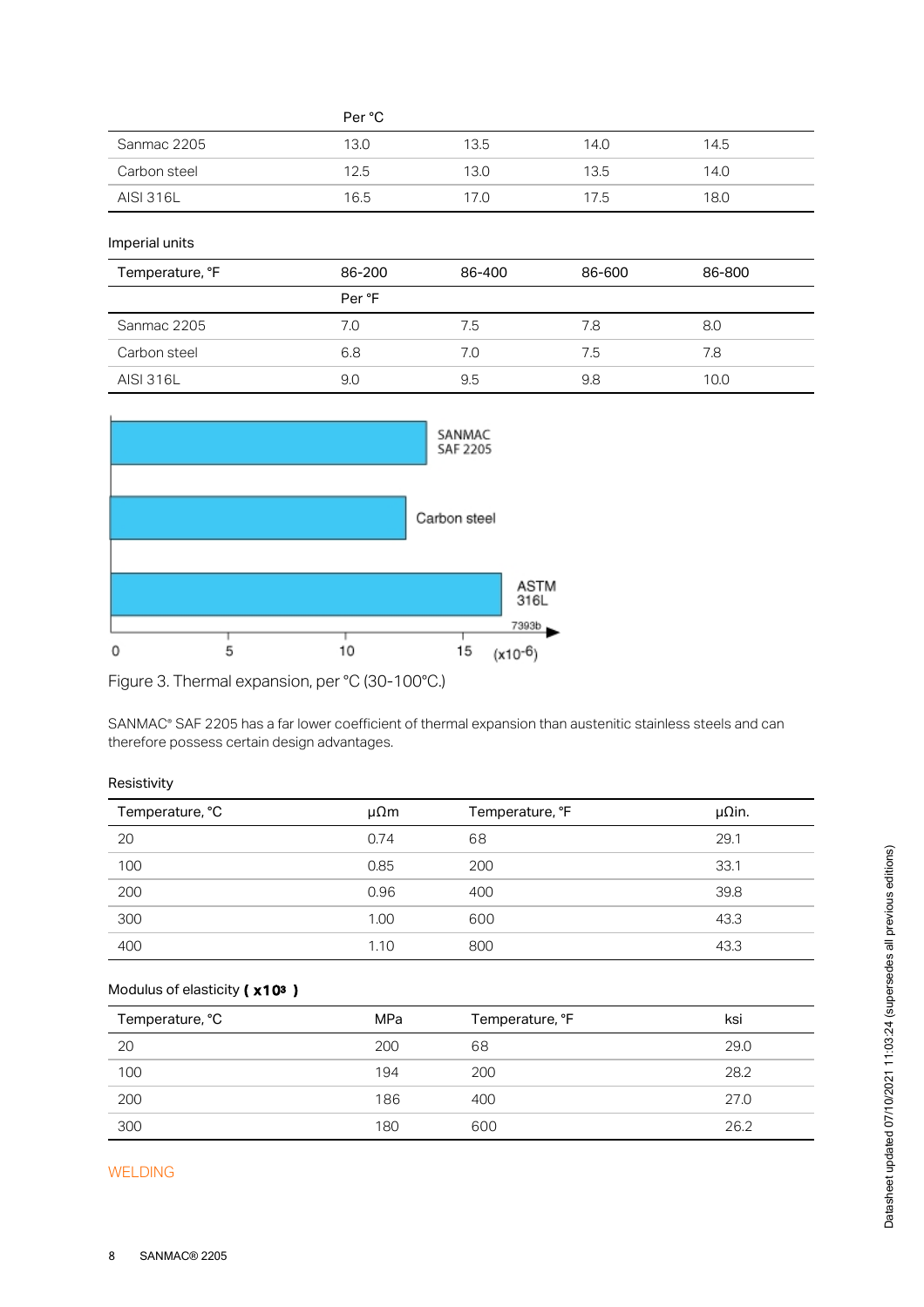| | Per °C | | | |
|---|---|---|---|---|
| Sanmac 2205 | 13.0 | 13.5 | 14.0 | 14.5 |
| Carbon steel | 12.5 | 13.0 | 13.5 | 14.0 |
| AISI 316L | 16.5 | 17.0 | 17.5 | 18.0 |

Imperial units

| Temperature, °F | 86-200 | 86-400 | 86-600 | 86-800 |
|---|---|---|---|---|
| | Per °F | | | |
| Sanmac 2205 | 7.0 | 7.5 | 7.8 | 8.0 |
| Carbon steel | 6.8 | 7.0 | 7.5 | 7.8 |
| AISI 316L | 9.0 | 9.5 | 9.8 | 10.0 |

Figure 3. Thermal expansion, per °C (30-100°C.)

SANMAC® SAF 2205 has a far lower coefficient of thermal expansion than austenitic stainless steels and can therefore possess certain design advantages.

Resistivity

| Temperature, °C | μΩm | Temperature, °F | μΩin. |
|---|---|---|---|
| 20 | 0.74 | 68 | 29.1 |
| 100 | 0.85 | 200 | 33.1 |
| 200 | 0.96 | 400 | 39.8 |
| 300 | 1.00 | 600 | 43.3 |
| 400 | 1.10 | 800 | 43.3 |

Modulus of elasticity **( x10³ )**

| Temperature, °C | MPa | Temperature, °F | ksi |
|---|---|---|---|
| 20 | 200 | 68 | 29.0 |
| 100 | 194 | 200 | 28.2 |
| 200 | 186 | 400 | 27.0 |
| 300 | 180 | 600 | 26.2 |

## WELDING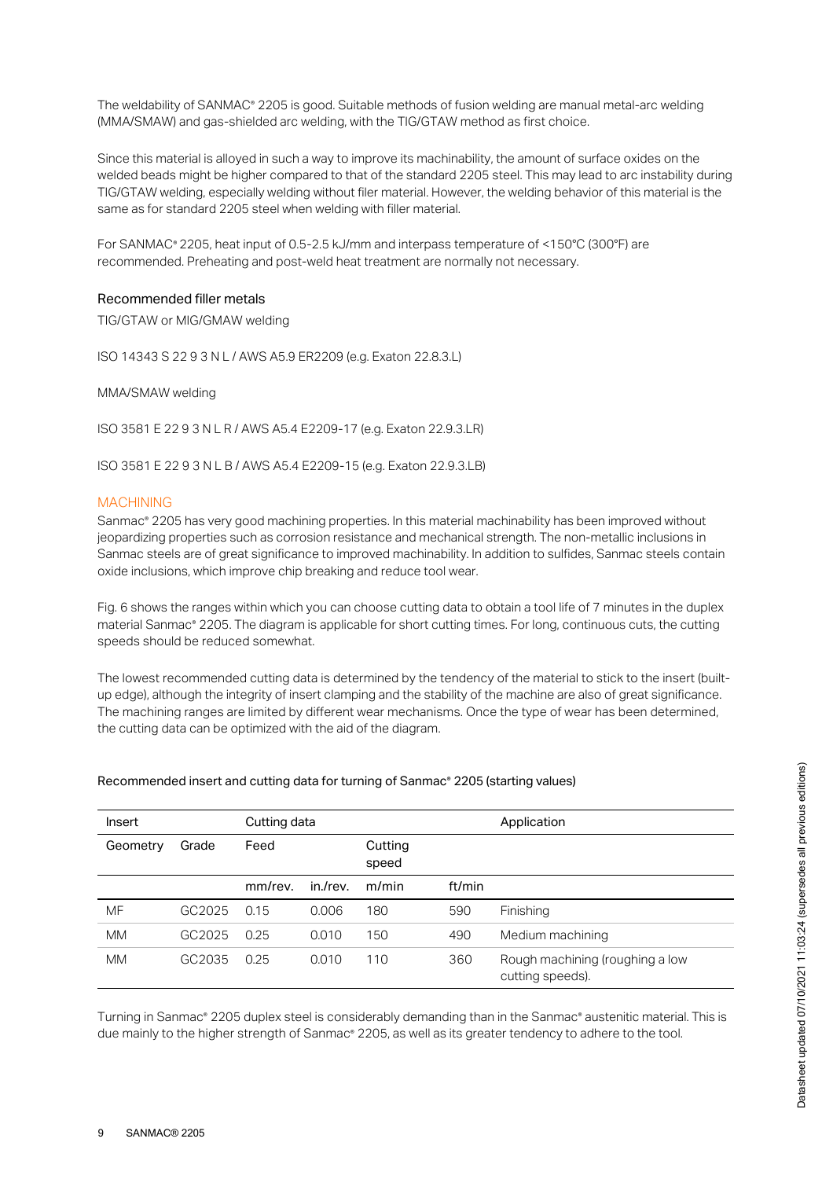The weldability of SANMAC® 2205 is good. Suitable methods of fusion welding are manual metal-arc welding (MMA/SMAW) and gas-shielded arc welding, with the TIG/GTAW method as first choice.

Since this material is alloyed in such a way to improve its machinability, the amount of surface oxides on the welded beads might be higher compared to that of the standard 2205 steel. This may lead to arc instability during TIG/GTAW welding, especially welding without filer material. However, the welding behavior of this material is the same as for standard 2205 steel when welding with filler material.

For SANMAC® 2205, heat input of 0.5-2.5 kJ/mm and interpass temperature of <150°C (300°F) are recommended. Preheating and post-weld heat treatment are normally not necessary.

### Recommended filler metals

TIG/GTAW or MIG/GMAW welding

ISO 14343 S 22 9 3 N L / AWS A5.9 ER2209 (e.g. Exaton 22.8.3.L)

MMA/SMAW welding

ISO 3581 E 22 9 3 N L R / AWS A5.4 E2209-17 (e.g. Exaton 22.9.3.LR)

ISO 3581 E 22 9 3 N L B / AWS A5.4 E2209-15 (e.g. Exaton 22.9.3.LB)

## MACHINING

Sanmac® 2205 has very good machining properties. In this material machinability has been improved without jeopardizing properties such as corrosion resistance and mechanical strength. The non-metallic inclusions in Sanmac steels are of great significance to improved machinability. In addition to sulfides, Sanmac steels contain oxide inclusions, which improve chip breaking and reduce tool wear.

Fig. 6 shows the ranges within which you can choose cutting data to obtain a tool life of 7 minutes in the duplex material Sanmac® 2205. The diagram is applicable for short cutting times. For long, continuous cuts, the cutting speeds should be reduced somewhat.

The lowest recommended cutting data is determined by the tendency of the material to stick to the insert (built-up edge), although the integrity of insert clamping and the stability of the machine are also of great significance. The machining ranges are limited by different wear mechanisms. Once the type of wear has been determined, the cutting data can be optimized with the aid of the diagram.

Recommended insert and cutting data for turning of Sanmac® 2205 (starting values)

| Insert | | Cutting data | | | | Application |
|---|---|---|---|---|---|---|
| Geometry | Grade | Feed | | Cutting speed | | |
| | | mm/rev. | in./rev. | m/min | ft/min | |
| MF | GC2025 | 0.15 | 0.006 | 180 | 590 | Finishing |
| MM | GC2025 | 0.25 | 0.010 | 150 | 490 | Medium machining |
| MM | GC2035 | 0.25 | 0.010 | 110 | 360 | Rough machining (roughing a low cutting speeds). |

Turning in Sanmac® 2205 duplex steel is considerably demanding than in the Sanmac® austenitic material. This is due mainly to the higher strength of Sanmac® 2205, as well as its greater tendency to adhere to the tool.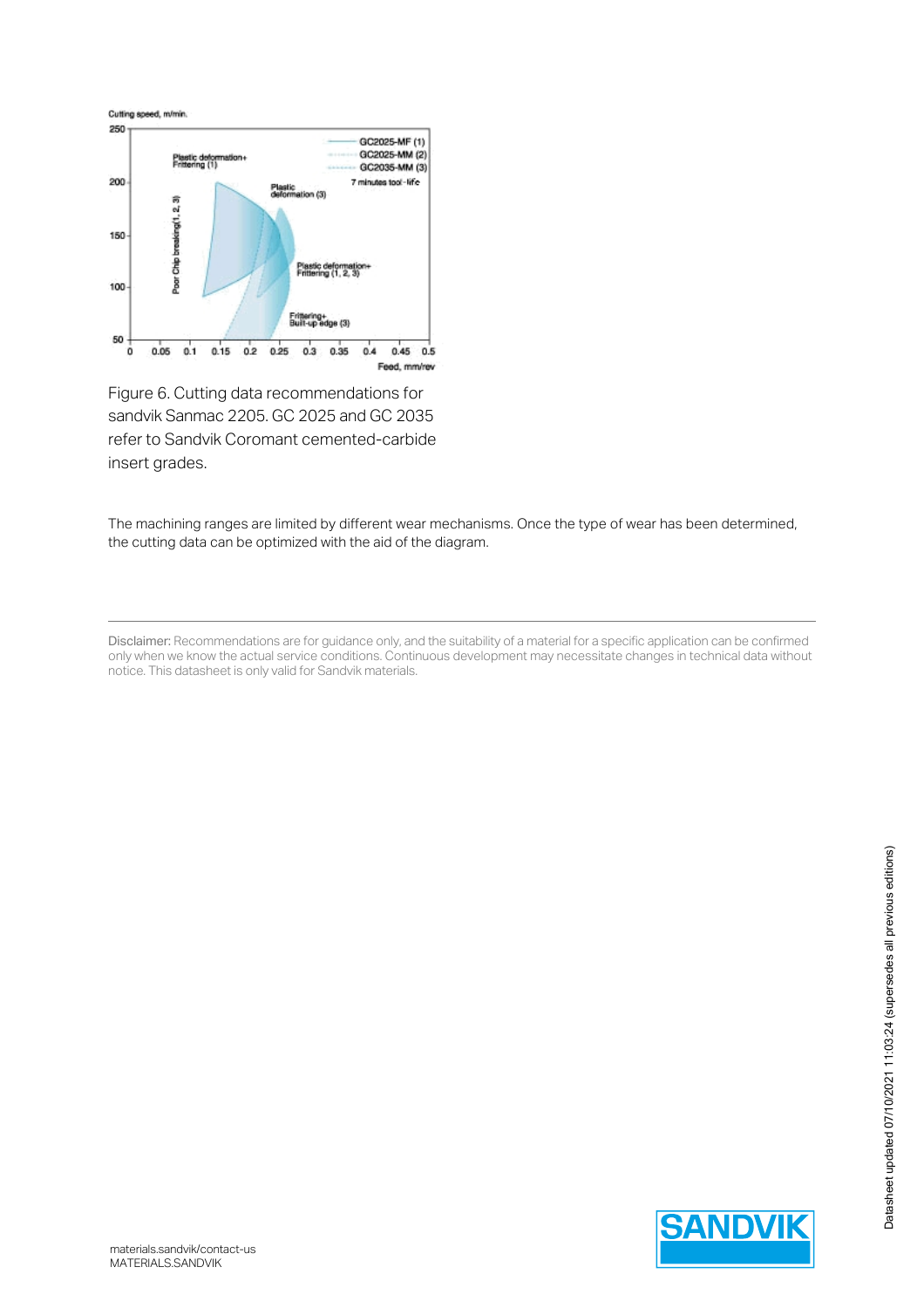Cutting speed, m/min.

250

200

150

100

50

0 0.05 0.1 0.15 0.2 0.25 0.3 0.35 0.4 0.45 0.5

Feed, mm/rev

GC2025-MF (1)

GC2025-MM (2)

GC2035-MM (3)

7 minutes tool-life

Plastic deformation+
Frittering (1)

Plastic deformation (3)

Poor Chip breaking(1, 2, 3)

Plastic deformation+
Frittering (1, 2, 3)

Frittering+
Built-up edge (3)

Figure 6. Cutting data recommendations for sandvik Sanmac 2205. GC 2025 and GC 2035 refer to Sandvik Coromant cemented-carbide insert grades.

The machining ranges are limited by different wear mechanisms. Once the type of wear has been determined, the cutting data can be optimized with the aid of the diagram.

---

Disclaimer: Recommendations are for guidance only, and the suitability of a material for a specific application can be confirmed only when we know the actual service conditions. Continuous development may necessitate changes in technical data without notice. This datasheet is only valid for Sandvik materials.

Datasheet updated 07/10/2021 11:03:24 (supersedes all previous editions)

materials.sandvik/contact-us
MATERIALS.SANDVIK

SANDVIK